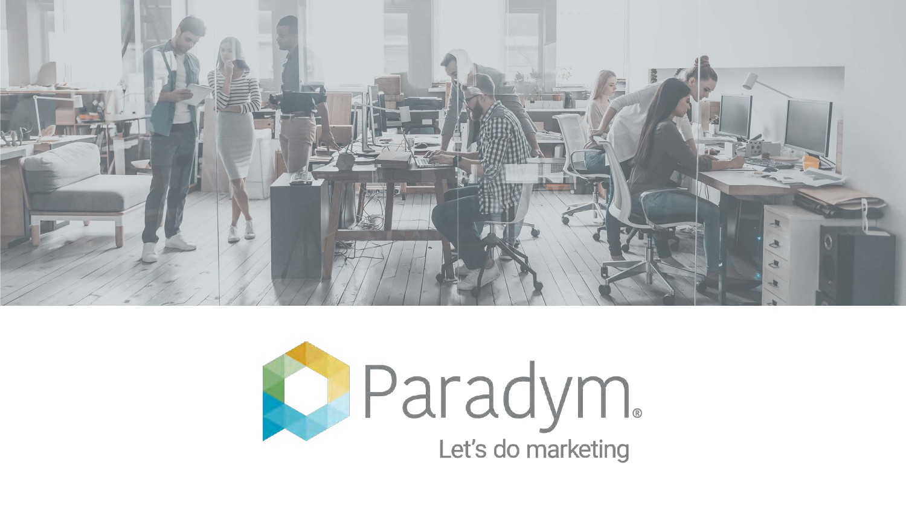Paradym®

Let's do marketing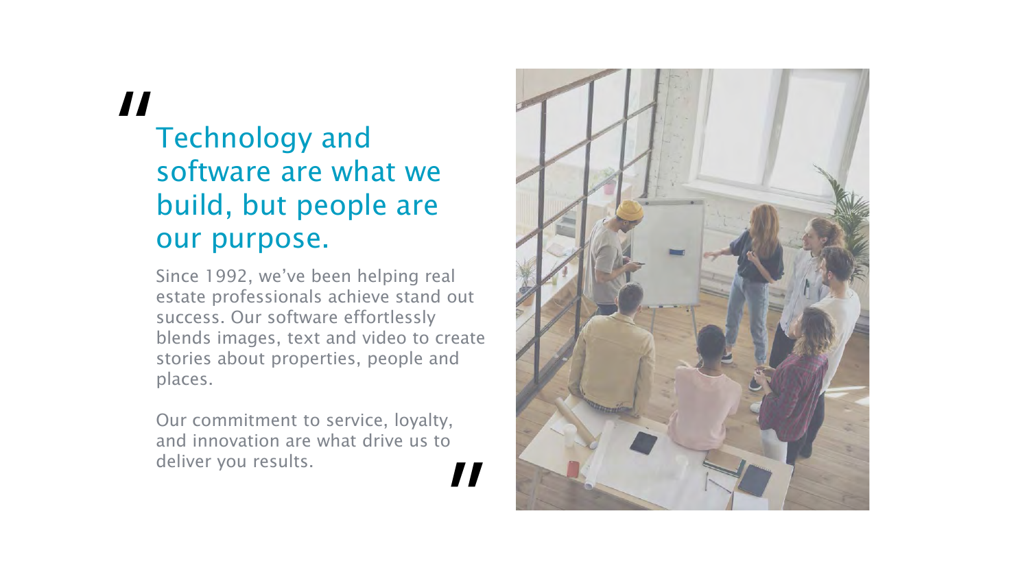"

## Technology and software are what we build, but people are our purpose.

Since 1992, we've been helping real estate professionals achieve stand out success. Our software effortlessly blends images, text and video to create stories about properties, people and places.

Our commitment to service, loyalty, and innovation are what drive us to deliver you results.

"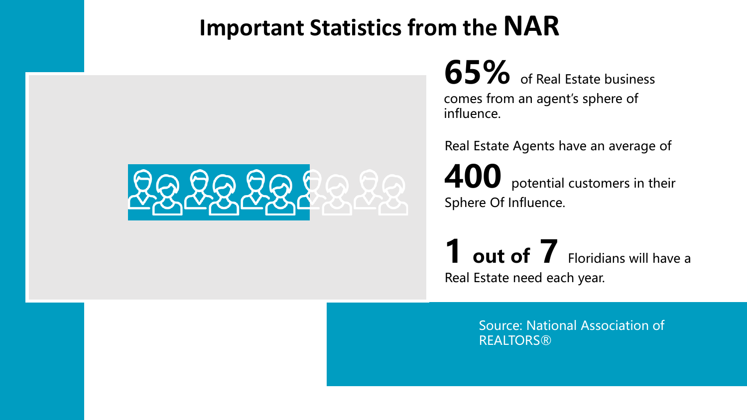# Important Statistics from the NAR

**65%** of Real Estate business comes from an agent's sphere of influence.

Real Estate Agents have an average of **400** potential customers in their Sphere Of Influence.

**1 out of 7** Floridians will have a Real Estate need each year.

Source: National Association of REALTORS®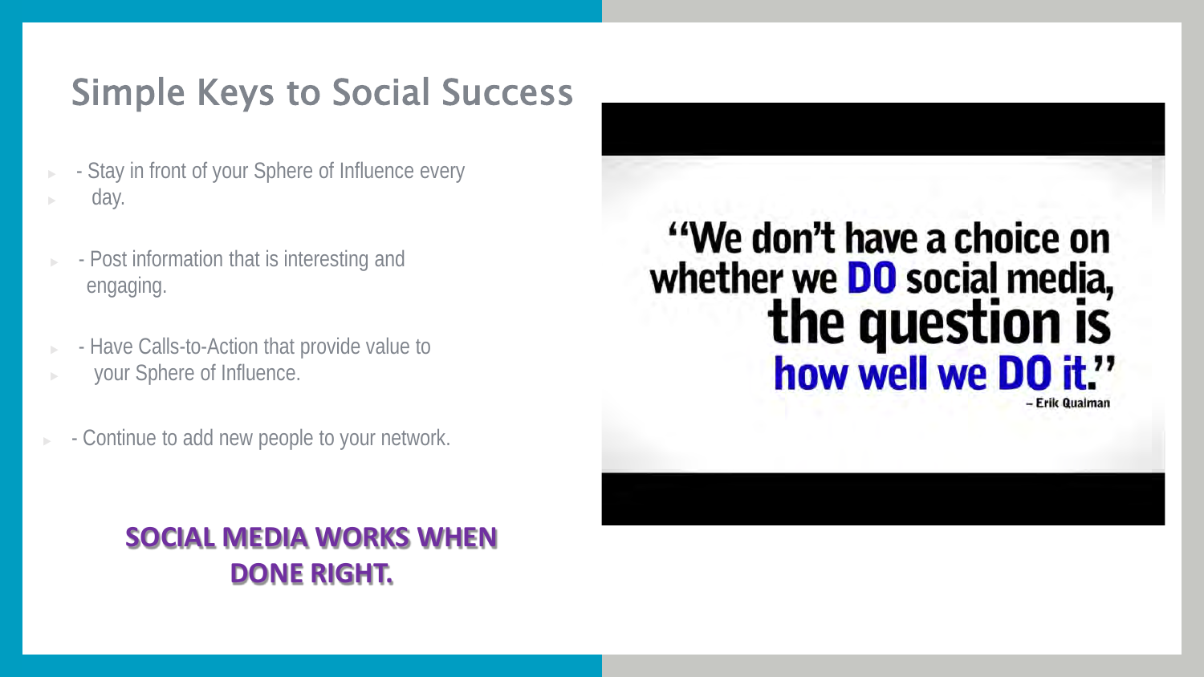# Simple Keys to Social Success

- Stay in front of your Sphere of Influence every day.
- Post information that is interesting and engaging.
- Have Calls-to-Action that provide value to your Sphere of Influence.
- Continue to add new people to your network.

**SOCIAL MEDIA WORKS WHEN DONE RIGHT.**

"We don't have a choice on whether we DO social media, the question is how well we DO it."

– Erik Qualman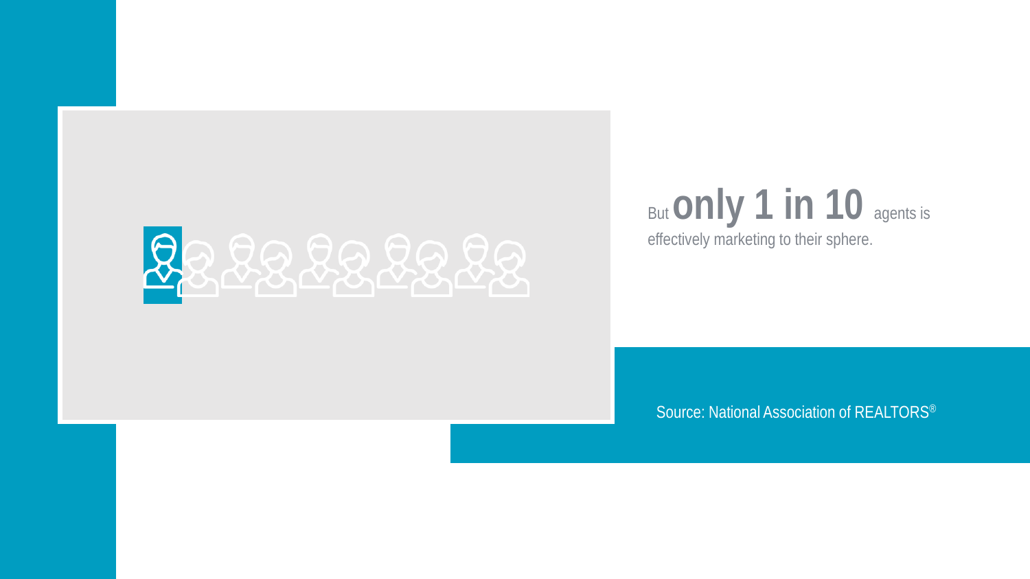But **only 1 in 10** agents is effectively marketing to their sphere.

Source: National Association of REALTORS®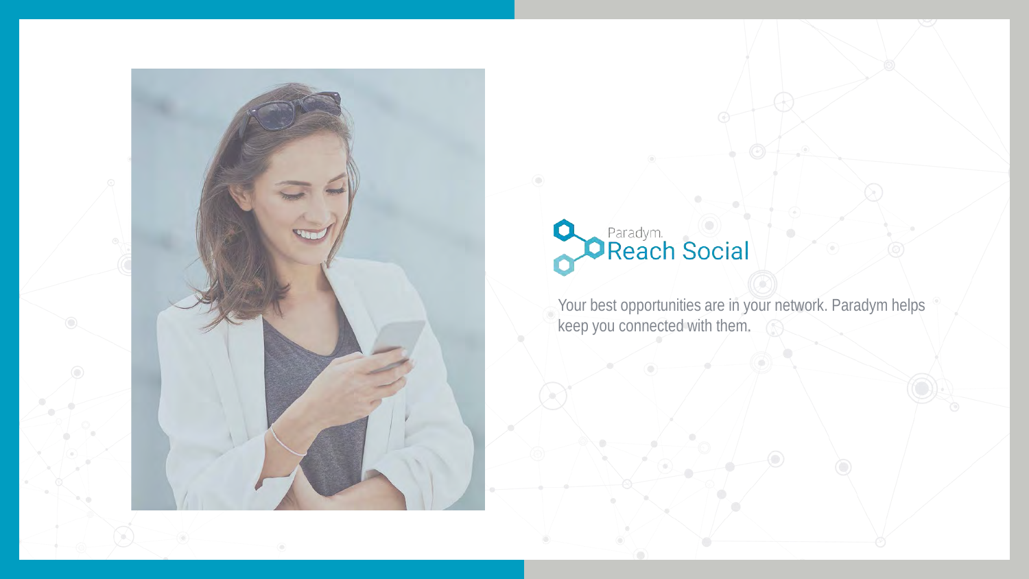Paradym.

# Reach Social

Your best opportunities are in your network. Paradym helps keep you connected with them.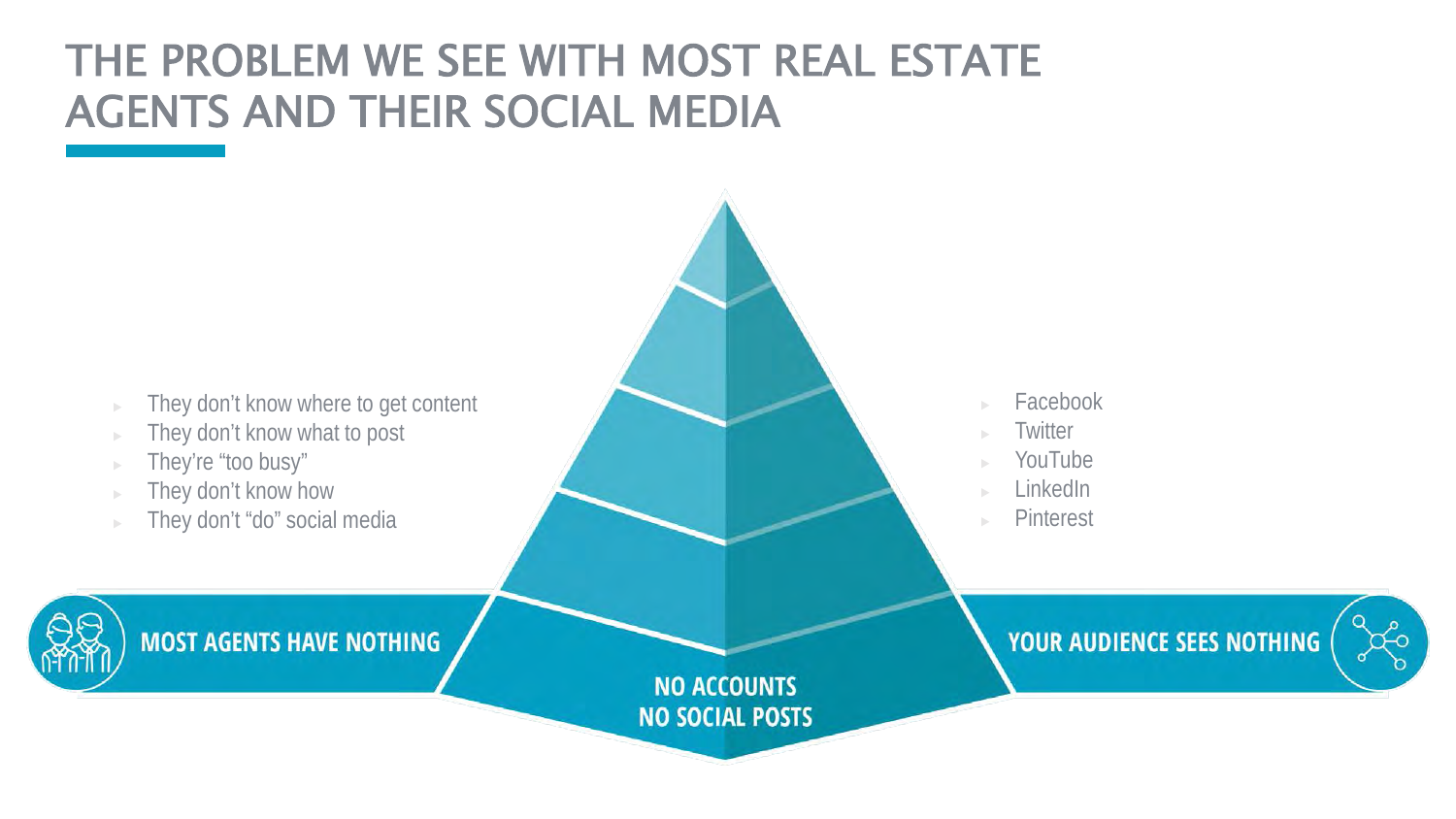# THE PROBLEM WE SEE WITH MOST REAL ESTATE AGENTS AND THEIR SOCIAL MEDIA

- They don't know where to get content
- They don't know what to post
- They're "too busy"
- They don't know how
- They don't "do" social media

- Facebook
- Twitter
- YouTube
- LinkedIn
- Pinterest

**MOST AGENTS HAVE NOTHING**

**NO ACCOUNTS**
**NO SOCIAL POSTS**

**YOUR AUDIENCE SEES NOTHING**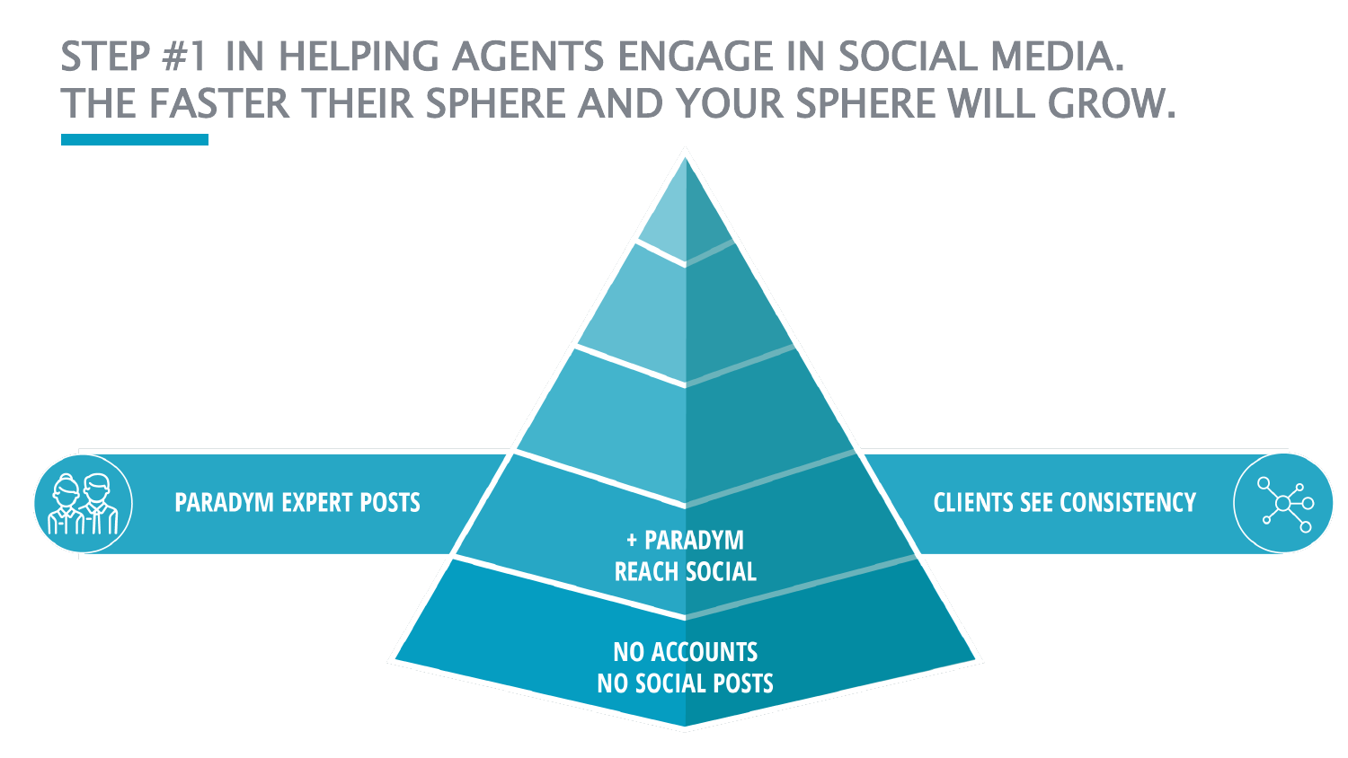# STEP #1 IN HELPING AGENTS ENGAGE IN SOCIAL MEDIA. THE FASTER THEIR SPHERE AND YOUR SPHERE WILL GROW.

PARADYM EXPERT POSTS

CLIENTS SEE CONSISTENCY

+ PARADYM REACH SOCIAL

NO ACCOUNTS NO SOCIAL POSTS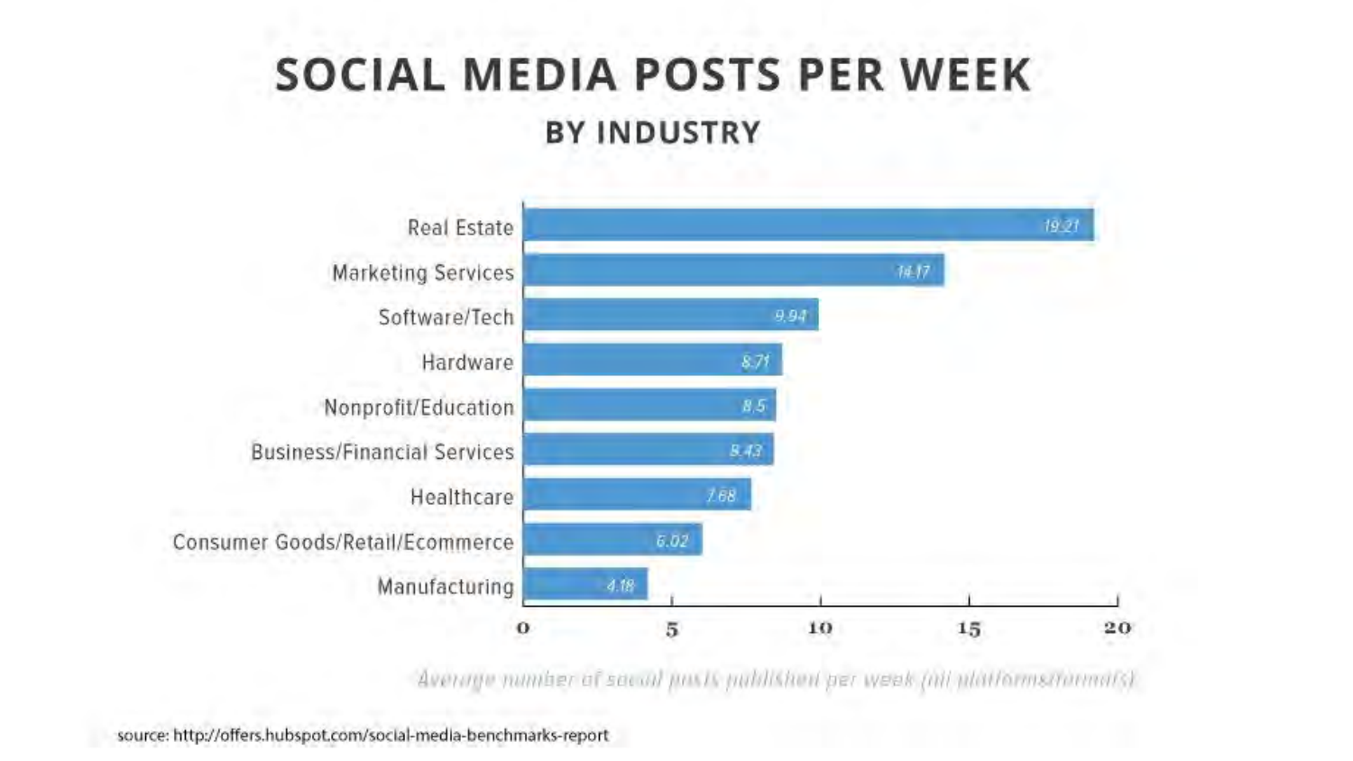# SOCIAL MEDIA POSTS PER WEEK

## BY INDUSTRY

| Industry | Average number of social posts published per week (all platforms/formats) |
|---|---|
| Real Estate | 19.21 |
| Marketing Services | 14.17 |
| Software/Tech | 9.94 |
| Hardware | 8.71 |
| Nonprofit/Education | 8.5 |
| Business/Financial Services | 8.43 |
| Healthcare | 7.68 |
| Consumer Goods/Retail/Ecommerce | 6.02 |
| Manufacturing | 4.18 |

source: http://offers.hubspot.com/social-media-benchmarks-report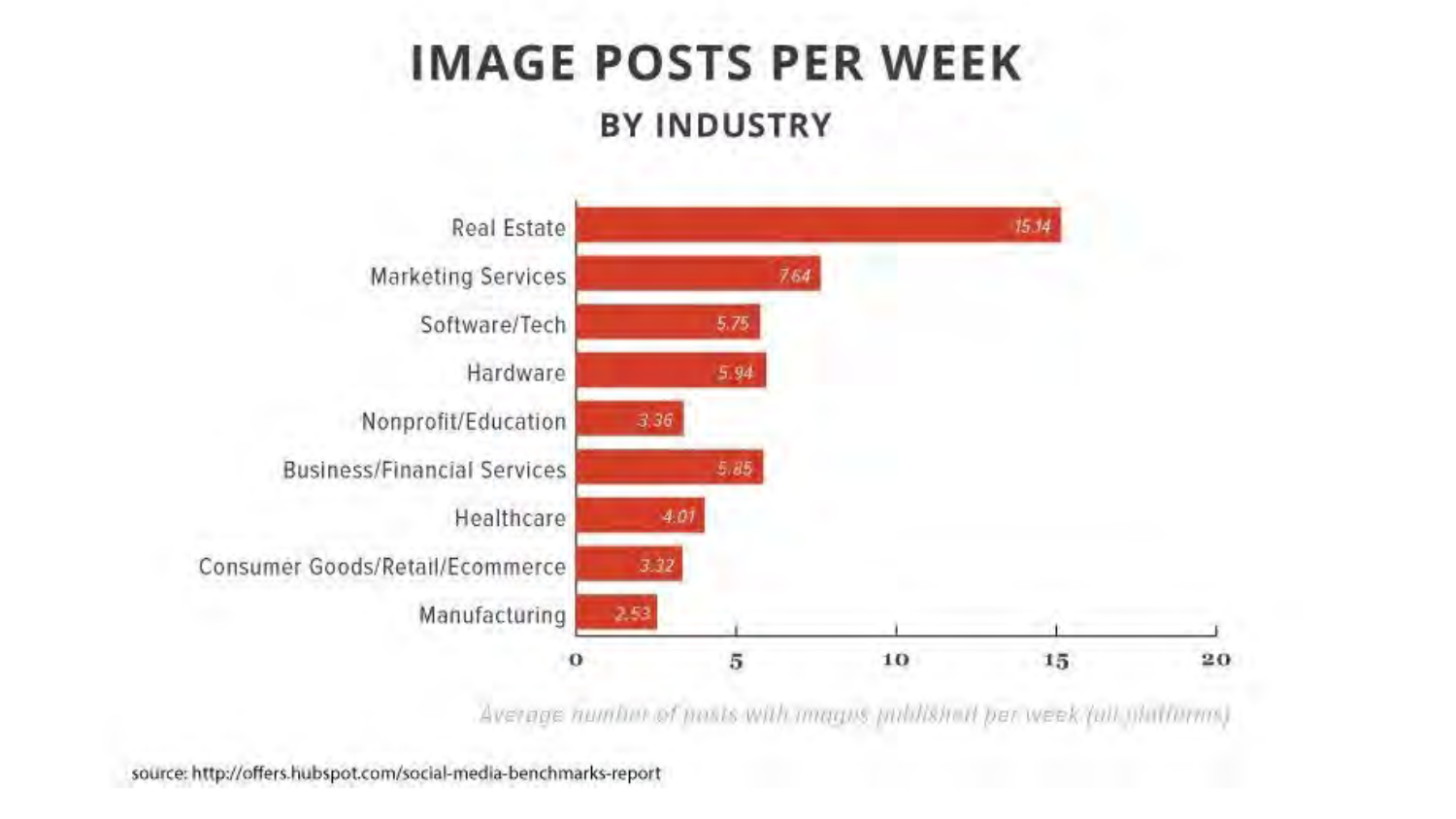# IMAGE POSTS PER WEEK

## BY INDUSTRY

| Industry | Average number of posts with images published per week (all platforms) |
| --- | --- |
| Real Estate | 15.14 |
| Marketing Services | 7.64 |
| Software/Tech | 5.75 |
| Hardware | 5.94 |
| Nonprofit/Education | 3.36 |
| Business/Financial Services | 5.85 |
| Healthcare | 4.01 |
| Consumer Goods/Retail/Ecommerce | 3.32 |
| Manufacturing | 2.53 |

source: http://offers.hubspot.com/social-media-benchmarks-report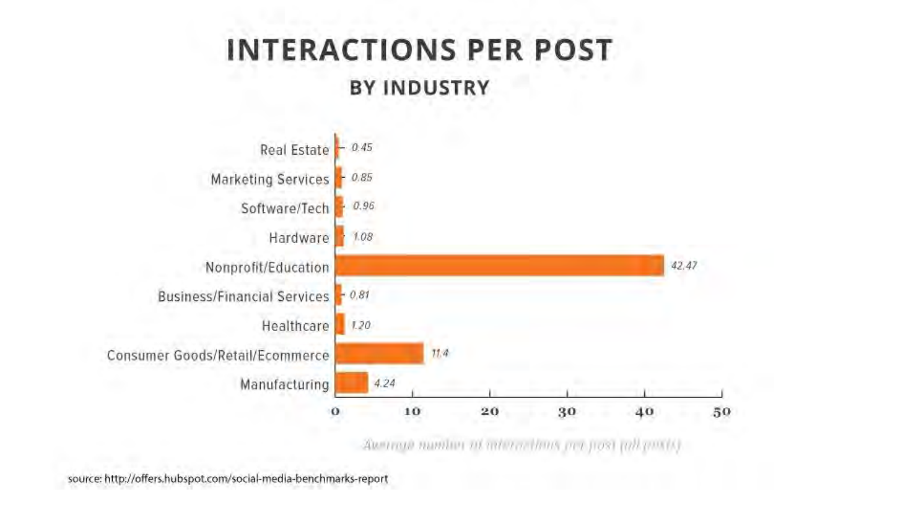# INTERACTIONS PER POST

## BY INDUSTRY

Real Estate 0.45
Marketing Services 0.85
Software/Tech 0.96
Hardware 1.08
Nonprofit/Education 42.47
Business/Financial Services 0.81
Healthcare 1.20
Consumer Goods/Retail/Ecommerce 11.4
Manufacturing 4.24

0 10 20 30 40 50

Average number of interactions per post (all posts)

source: http://offers.hubspot.com/social-media-benchmarks-report